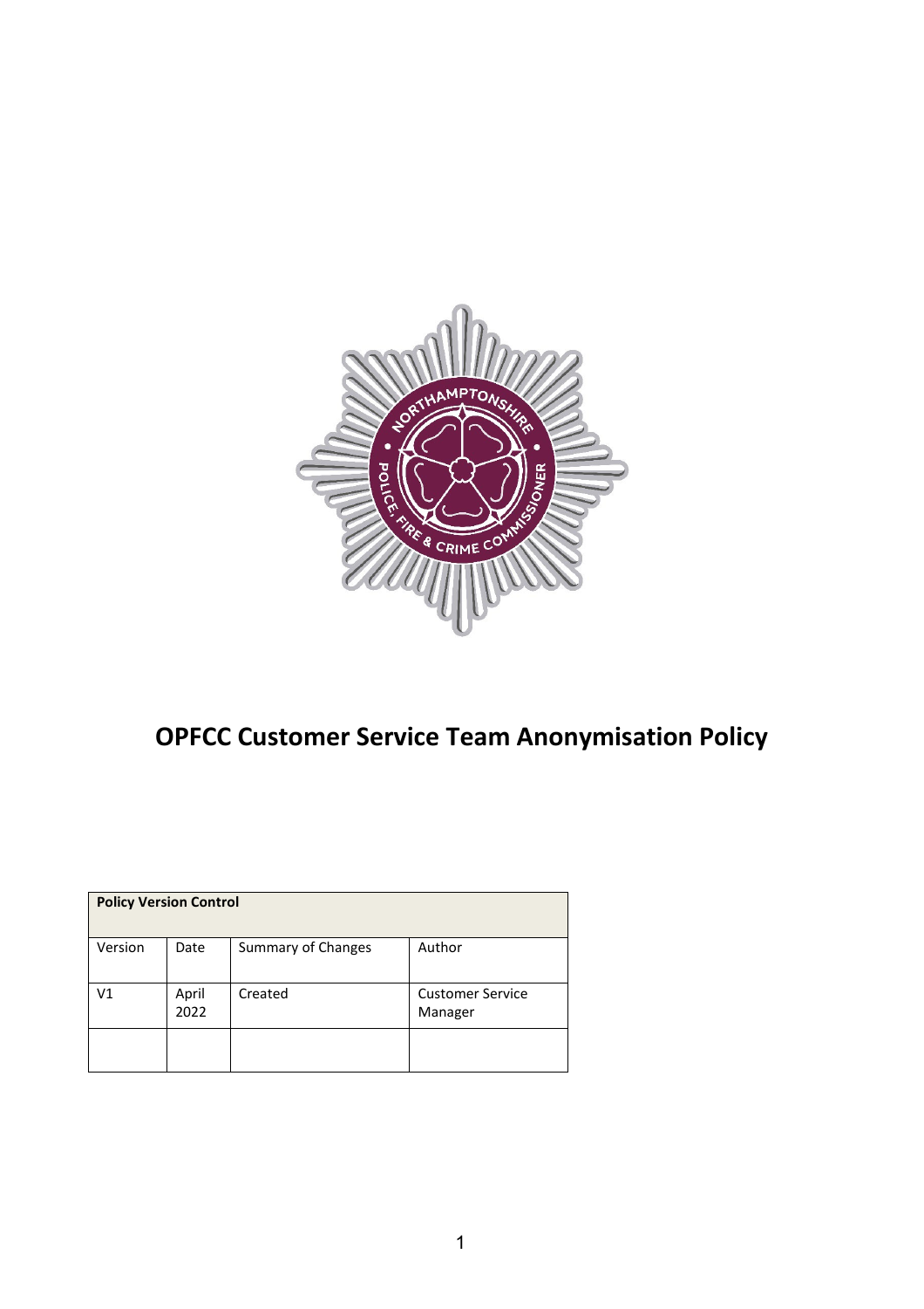# OPFCC Customer Service Team Anonymisation Policy

| **Policy Version Control** | | | |
|---|---|---|---|
| Version | Date | Summary of Changes | Author |
| V1 | April 2022 | Created | Customer Service Manager |
| | | | |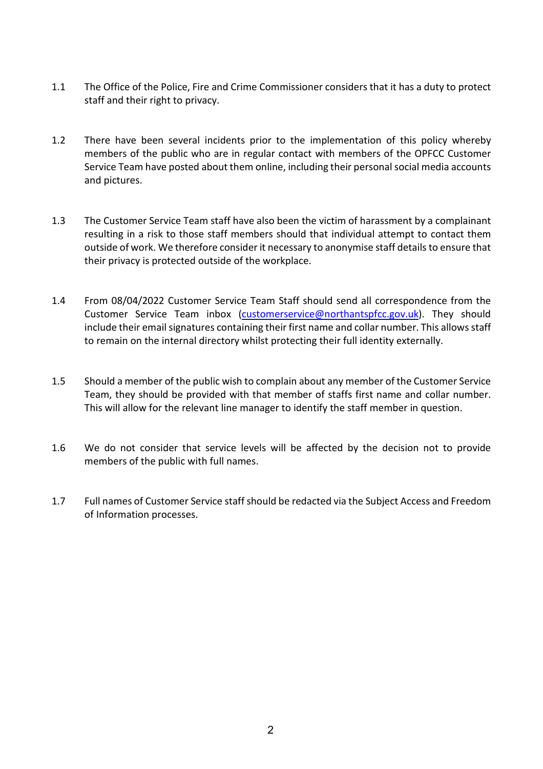1.1 The Office of the Police, Fire and Crime Commissioner considers that it has a duty to protect staff and their right to privacy.

1.2 There have been several incidents prior to the implementation of this policy whereby members of the public who are in regular contact with members of the OPFCC Customer Service Team have posted about them online, including their personal social media accounts and pictures.

1.3 The Customer Service Team staff have also been the victim of harassment by a complainant resulting in a risk to those staff members should that individual attempt to contact them outside of work. We therefore consider it necessary to anonymise staff details to ensure that their privacy is protected outside of the workplace.

1.4 From 08/04/2022 Customer Service Team Staff should send all correspondence from the Customer Service Team inbox (customerservice@northantspfcc.gov.uk). They should include their email signatures containing their first name and collar number. This allows staff to remain on the internal directory whilst protecting their full identity externally.

1.5 Should a member of the public wish to complain about any member of the Customer Service Team, they should be provided with that member of staffs first name and collar number. This will allow for the relevant line manager to identify the staff member in question.

1.6 We do not consider that service levels will be affected by the decision not to provide members of the public with full names.

1.7 Full names of Customer Service staff should be redacted via the Subject Access and Freedom of Information processes.